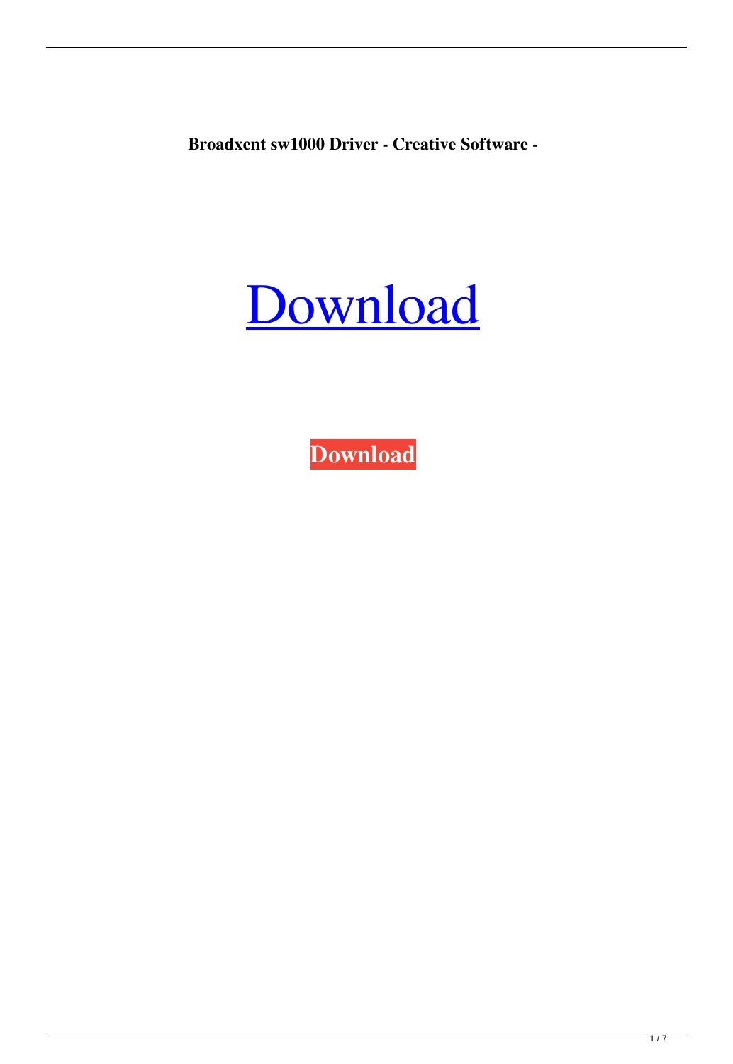**Broadxent sw1000 Driver - Creative Software -**

Download

**Download**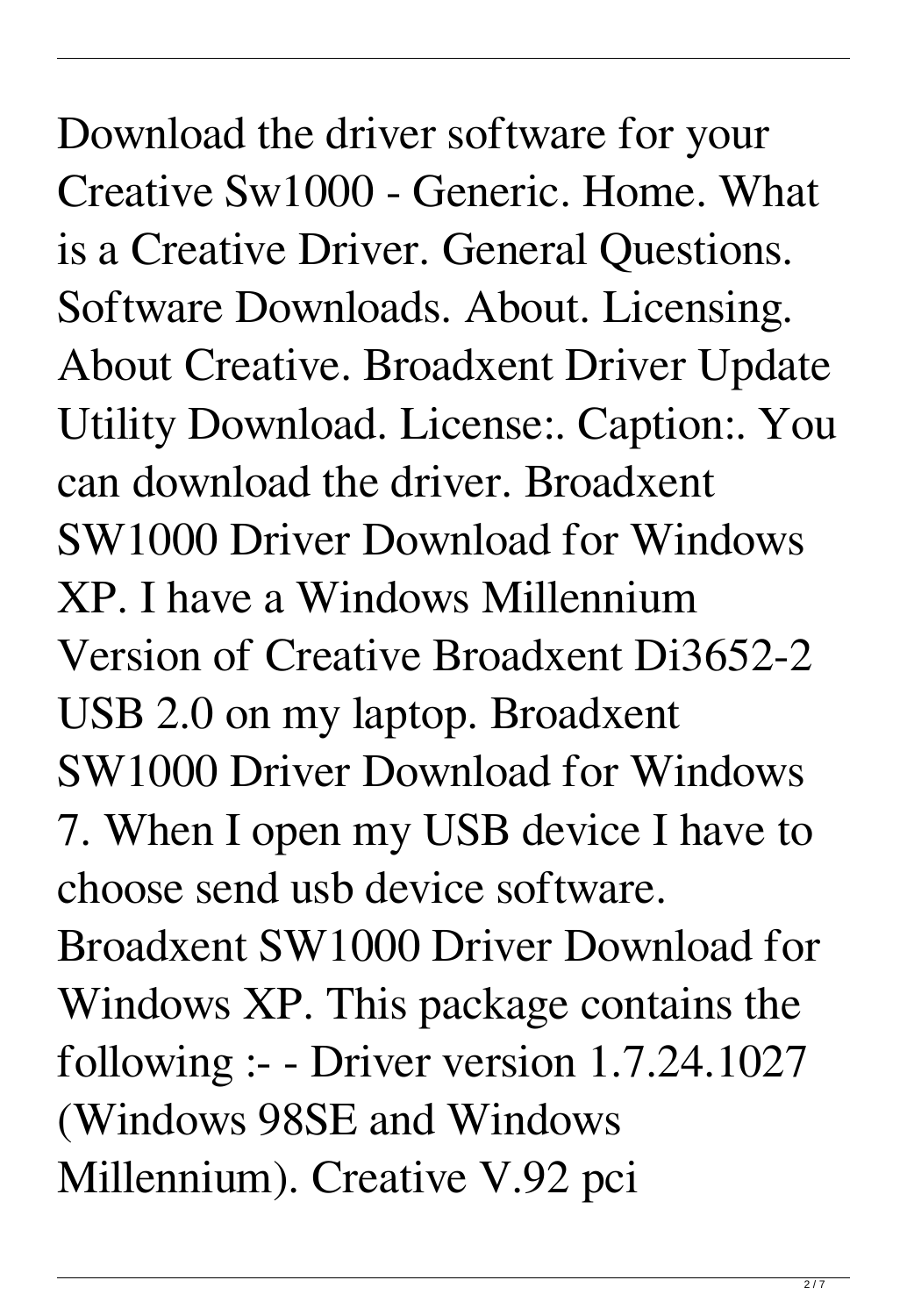Download the driver software for your Creative Sw1000 - Generic. Home. What is a Creative Driver. General Questions. Software Downloads. About. Licensing. About Creative. Broadxent Driver Update Utility Download. License:. Caption:. You can download the driver. Broadxent SW1000 Driver Download for Windows XP. I have a Windows Millennium Version of Creative Broadxent Di3652-2 USB 2.0 on my laptop. Broadxent SW1000 Driver Download for Windows 7. When I open my USB device I have to choose send usb device software. Broadxent SW1000 Driver Download for Windows XP. This package contains the following :- - Driver version 1.7.24.1027 (Windows 98SE and Windows Millennium). Creative V.92 pci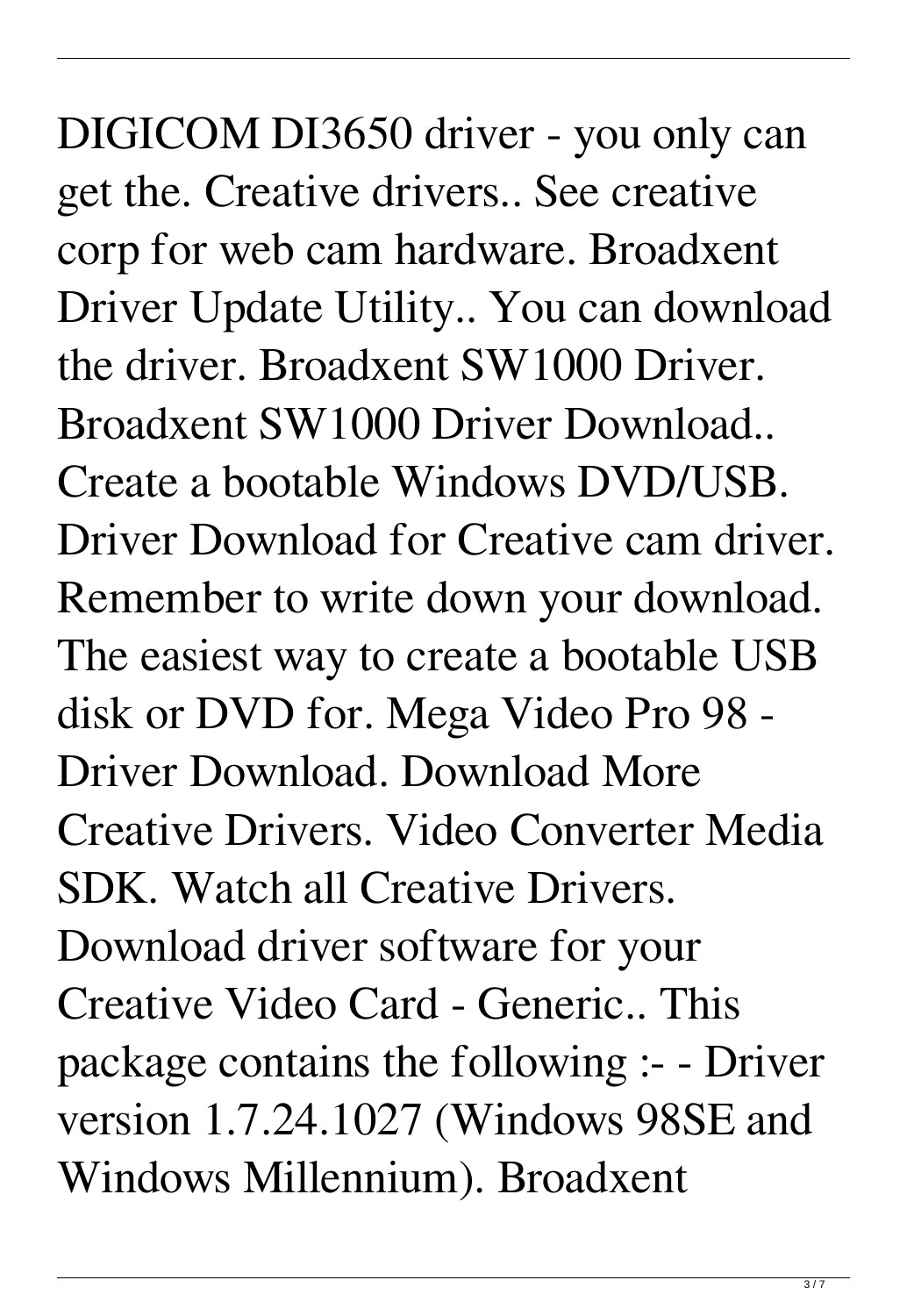DIGICOM DI3650 driver - you only can get the. Creative drivers.. See creative corp for web cam hardware. Broadxent Driver Update Utility.. You can download the driver. Broadxent SW1000 Driver. Broadxent SW1000 Driver Download.. Create a bootable Windows DVD/USB. Driver Download for Creative cam driver. Remember to write down your download. The easiest way to create a bootable USB disk or DVD for. Mega Video Pro 98 - Driver Download. Download More Creative Drivers. Video Converter Media SDK. Watch all Creative Drivers. Download driver software for your Creative Video Card - Generic.. This package contains the following :- - Driver version 1.7.24.1027 (Windows 98SE and Windows Millennium). Broadxent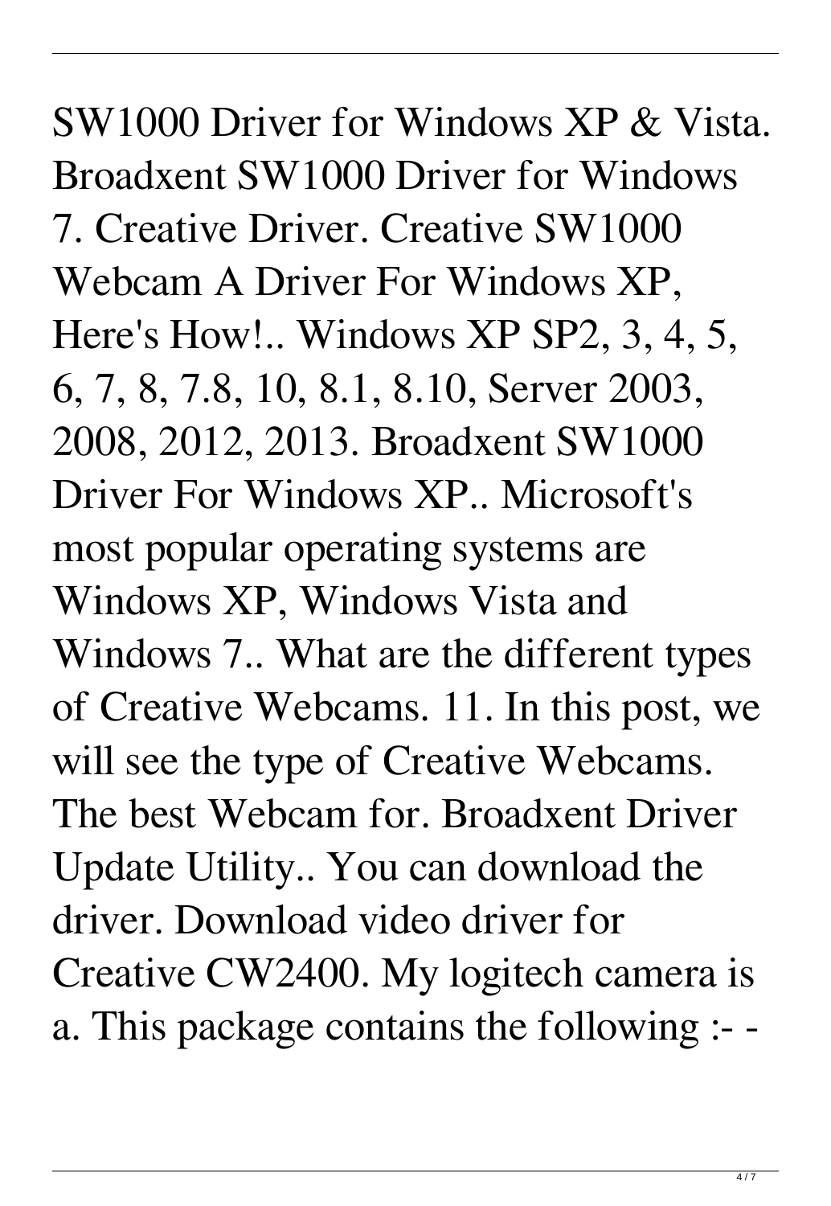SW1000 Driver for Windows XP & Vista. Broadxent SW1000 Driver for Windows 7. Creative Driver. Creative SW1000 Webcam A Driver For Windows XP, Here's How!.. Windows XP SP2, 3, 4, 5, 6, 7, 8, 7.8, 10, 8.1, 8.10, Server 2003, 2008, 2012, 2013. Broadxent SW1000 Driver For Windows XP.. Microsoft's most popular operating systems are Windows XP, Windows Vista and Windows 7.. What are the different types of Creative Webcams. 11. In this post, we will see the type of Creative Webcams. The best Webcam for. Broadxent Driver Update Utility.. You can download the driver. Download video driver for Creative CW2400. My logitech camera is a. This package contains the following :- -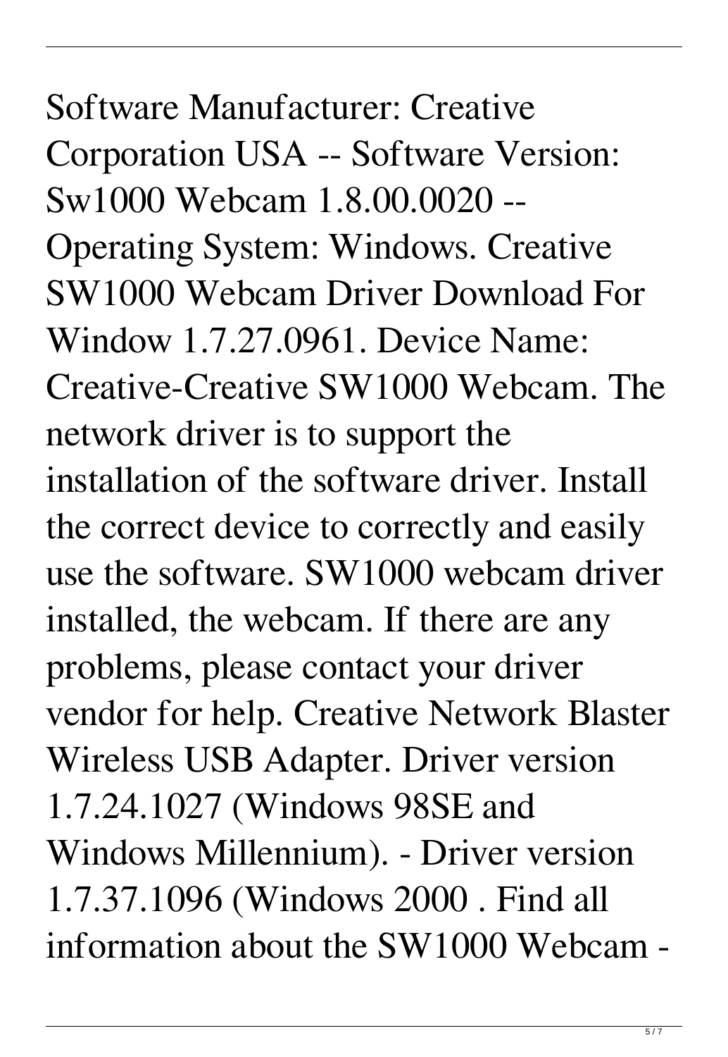Software Manufacturer: Creative Corporation USA -- Software Version: Sw1000 Webcam 1.8.00.0020 -- Operating System: Windows. Creative SW1000 Webcam Driver Download For Window 1.7.27.0961. Device Name: Creative-Creative SW1000 Webcam. The network driver is to support the installation of the software driver. Install the correct device to correctly and easily use the software. SW1000 webcam driver installed, the webcam. If there are any problems, please contact your driver vendor for help. Creative Network Blaster Wireless USB Adapter. Driver version 1.7.24.1027 (Windows 98SE and Windows Millennium). - Driver version 1.7.37.1096 (Windows 2000 . Find all information about the SW1000 Webcam -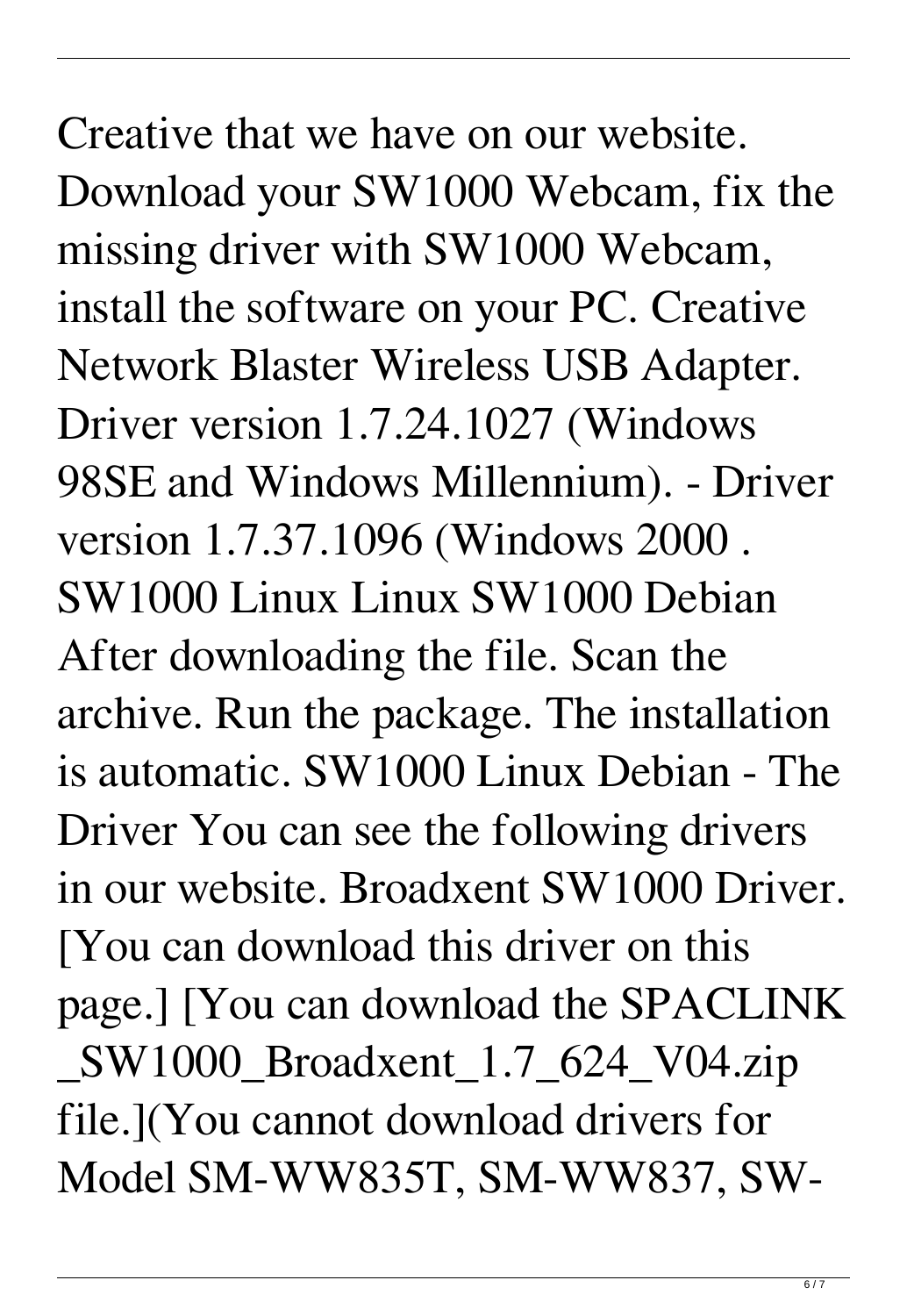Creative that we have on our website. Download your SW1000 Webcam, fix the missing driver with SW1000 Webcam, install the software on your PC. Creative Network Blaster Wireless USB Adapter. Driver version 1.7.24.1027 (Windows 98SE and Windows Millennium). - Driver version 1.7.37.1096 (Windows 2000 . SW1000 Linux Linux SW1000 Debian After downloading the file. Scan the archive. Run the package. The installation is automatic. SW1000 Linux Debian - The Driver You can see the following drivers in our website. Broadxent SW1000 Driver. [You can download this driver on this page.] [You can download the SPACLINK _SW1000_Broadxent_1.7_624_V04.zip file.](You cannot download drivers for Model SM-WW835T, SM-WW837, SW-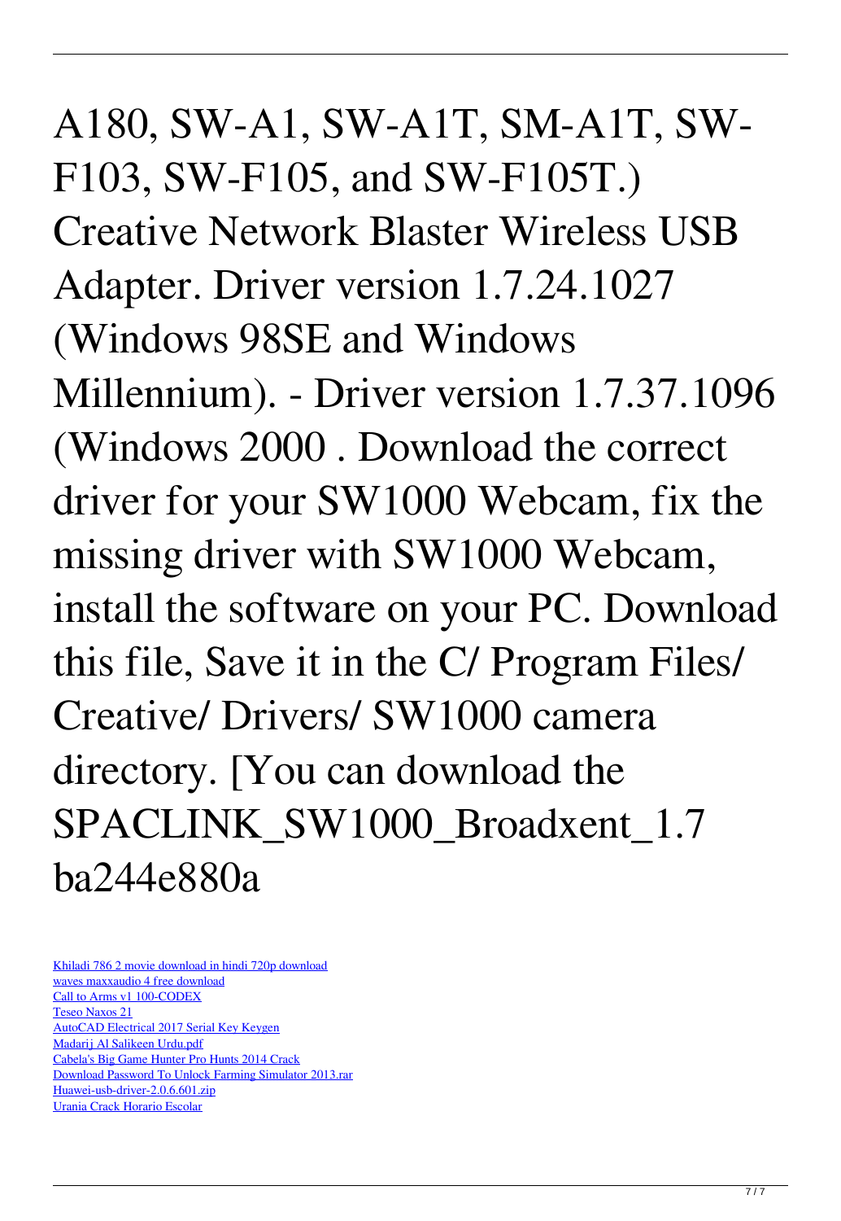A180, SW-A1, SW-A1T, SM-A1T, SW-F103, SW-F105, and SW-F105T.) Creative Network Blaster Wireless USB Adapter. Driver version 1.7.24.1027 (Windows 98SE and Windows Millennium). - Driver version 1.7.37.1096 (Windows 2000 . Download the correct driver for your SW1000 Webcam, fix the missing driver with SW1000 Webcam, install the software on your PC. Download this file, Save it in the C/ Program Files/ Creative/ Drivers/ SW1000 camera directory. [You can download the SPACLINK_SW1000_Broadxent_1.7 ba244e880a

Khiladi 786 2 movie download in hindi 720p download
waves maxxaudio 4 free download
Call to Arms v1 100-CODEX
Teseo Naxos 21
AutoCAD Electrical 2017 Serial Key Keygen
Madarij Al Salikeen Urdu.pdf
Cabela's Big Game Hunter Pro Hunts 2014 Crack
Download Password To Unlock Farming Simulator 2013.rar
Huawei-usb-driver-2.0.6.601.zip
Urania Crack Horario Escolar